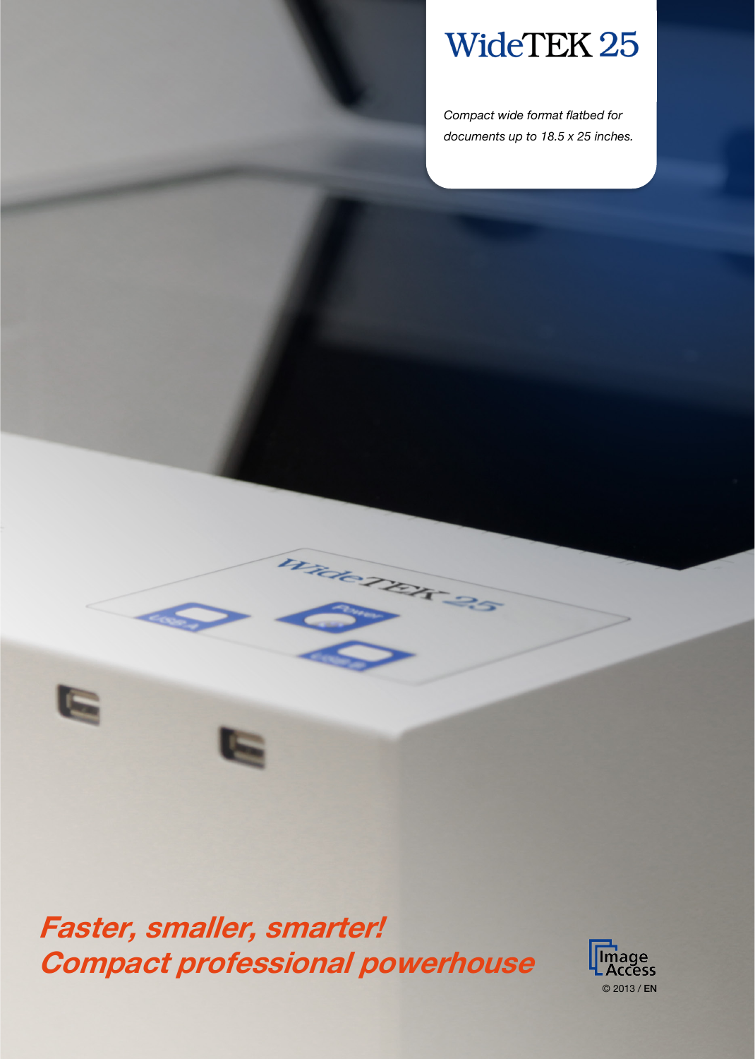# WideTEK 25

*Compact wide format flatbed for documents up to 18.5 x 25 inches.*

***Faster, smaller, smarter!***
***Compact professional powerhouse***

Image Access

© 2013 / **EN**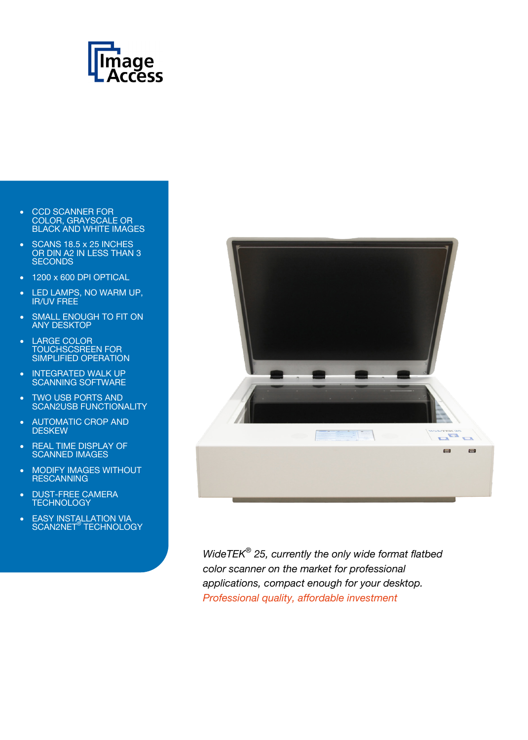- CCD SCANNER FOR COLOR, GRAYSCALE OR BLACK AND WHITE IMAGES
- SCANS 18.5 x 25 INCHES OR DIN A2 IN LESS THAN 3 SECONDS
- 1200 x 600 DPI OPTICAL
- LED LAMPS, NO WARM UP, IR/UV FREE
- SMALL ENOUGH TO FIT ON ANY DESKTOP
- LARGE COLOR TOUCHSCSREEN FOR SIMPLIFIED OPERATION
- INTEGRATED WALK UP SCANNING SOFTWARE
- TWO USB PORTS AND SCAN2USB FUNCTIONALITY
- AUTOMATIC CROP AND DESKEW
- REAL TIME DISPLAY OF SCANNED IMAGES
- MODIFY IMAGES WITHOUT RESCANNING
- DUST-FREE CAMERA TECHNOLOGY
- EASY INSTALLATION VIA SCAN2NET® TECHNOLOGY

*WideTEK® 25, currently the only wide format flatbed color scanner on the market for professional applications, compact enough for your desktop.*

*Professional quality, affordable investment*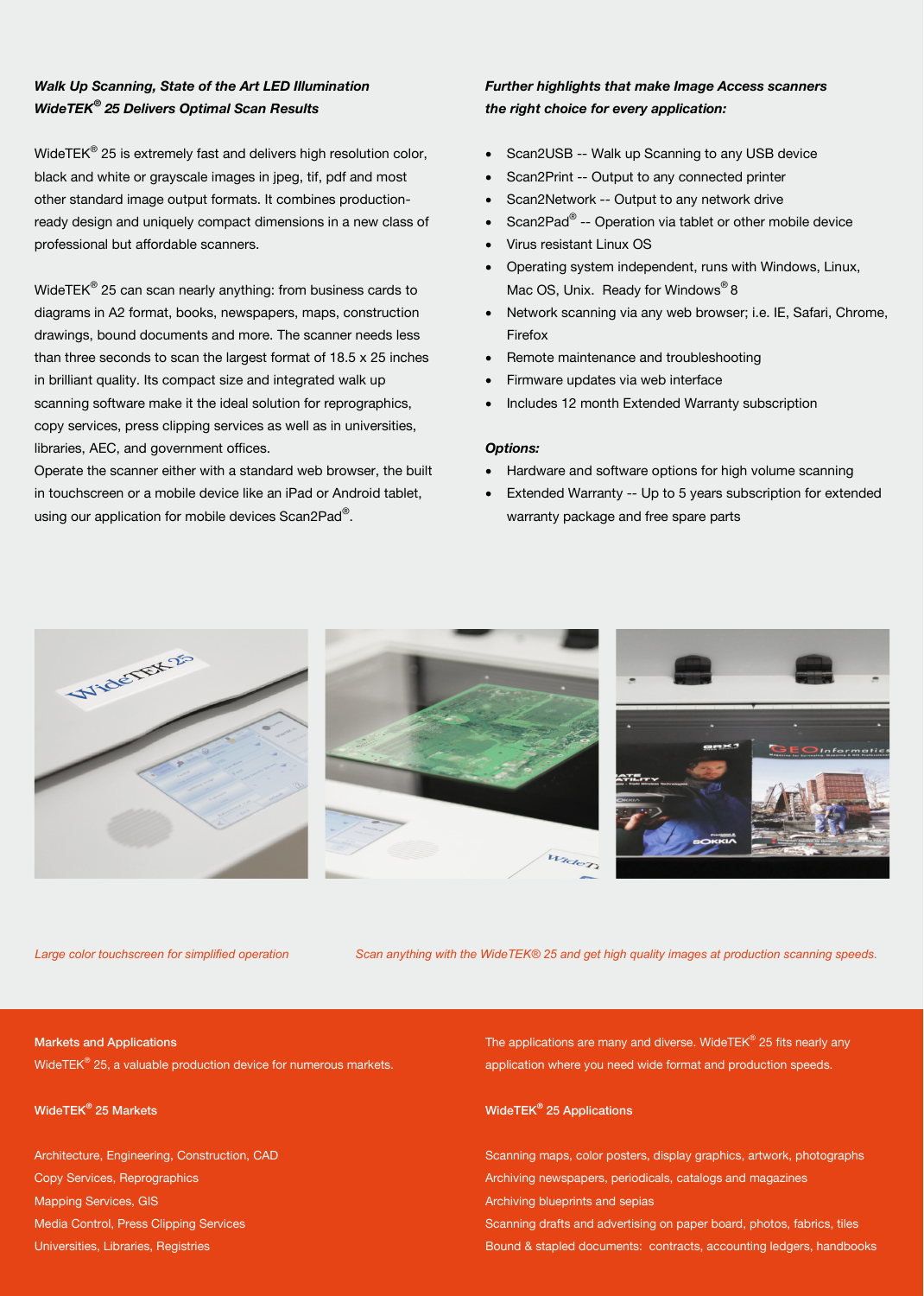***Walk Up Scanning, State of the Art LED Illumination***
***WideTEK® 25 Delivers Optimal Scan Results***

WideTEK® 25 is extremely fast and delivers high resolution color, black and white or grayscale images in jpeg, tif, pdf and most other standard image output formats. It combines production-ready design and uniquely compact dimensions in a new class of professional but affordable scanners.

WideTEK® 25 can scan nearly anything: from business cards to diagrams in A2 format, books, newspapers, maps, construction drawings, bound documents and more. The scanner needs less than three seconds to scan the largest format of 18.5 x 25 inches in brilliant quality. Its compact size and integrated walk up scanning software make it the ideal solution for reprographics, copy services, press clipping services as well as in universities, libraries, AEC, and government offices.
Operate the scanner either with a standard web browser, the built in touchscreen or a mobile device like an iPad or Android tablet, using our application for mobile devices Scan2Pad®.

***Further highlights that make Image Access scanners the right choice for every application:***

- Scan2USB -- Walk up Scanning to any USB device
- Scan2Print -- Output to any connected printer
- Scan2Network -- Output to any network drive
- Scan2Pad® -- Operation via tablet or other mobile device
- Virus resistant Linux OS
- Operating system independent, runs with Windows, Linux, Mac OS, Unix. Ready for Windows® 8
- Network scanning via any web browser; i.e. IE, Safari, Chrome, Firefox
- Remote maintenance and troubleshooting
- Firmware updates via web interface
- Includes 12 month Extended Warranty subscription

***Options:***

- Hardware and software options for high volume scanning
- Extended Warranty -- Up to 5 years subscription for extended warranty package and free spare parts

*Large color touchscreen for simplified operation*

*Scan anything with the WideTEK® 25 and get high quality images at production scanning speeds.*

**Markets and Applications**

WideTEK® 25, a valuable production device for numerous markets.

The applications are many and diverse. WideTEK® 25 fits nearly any application where you need wide format and production speeds.

**WideTEK® 25 Markets**

Architecture, Engineering, Construction, CAD
Copy Services, Reprographics
Mapping Services, GIS
Media Control, Press Clipping Services
Universities, Libraries, Registries

**WideTEK® 25 Applications**

Scanning maps, color posters, display graphics, artwork, photographs
Archiving newspapers, periodicals, catalogs and magazines
Archiving blueprints and sepias
Scanning drafts and advertising on paper board, photos, fabrics, tiles
Bound & stapled documents: contracts, accounting ledgers, handbooks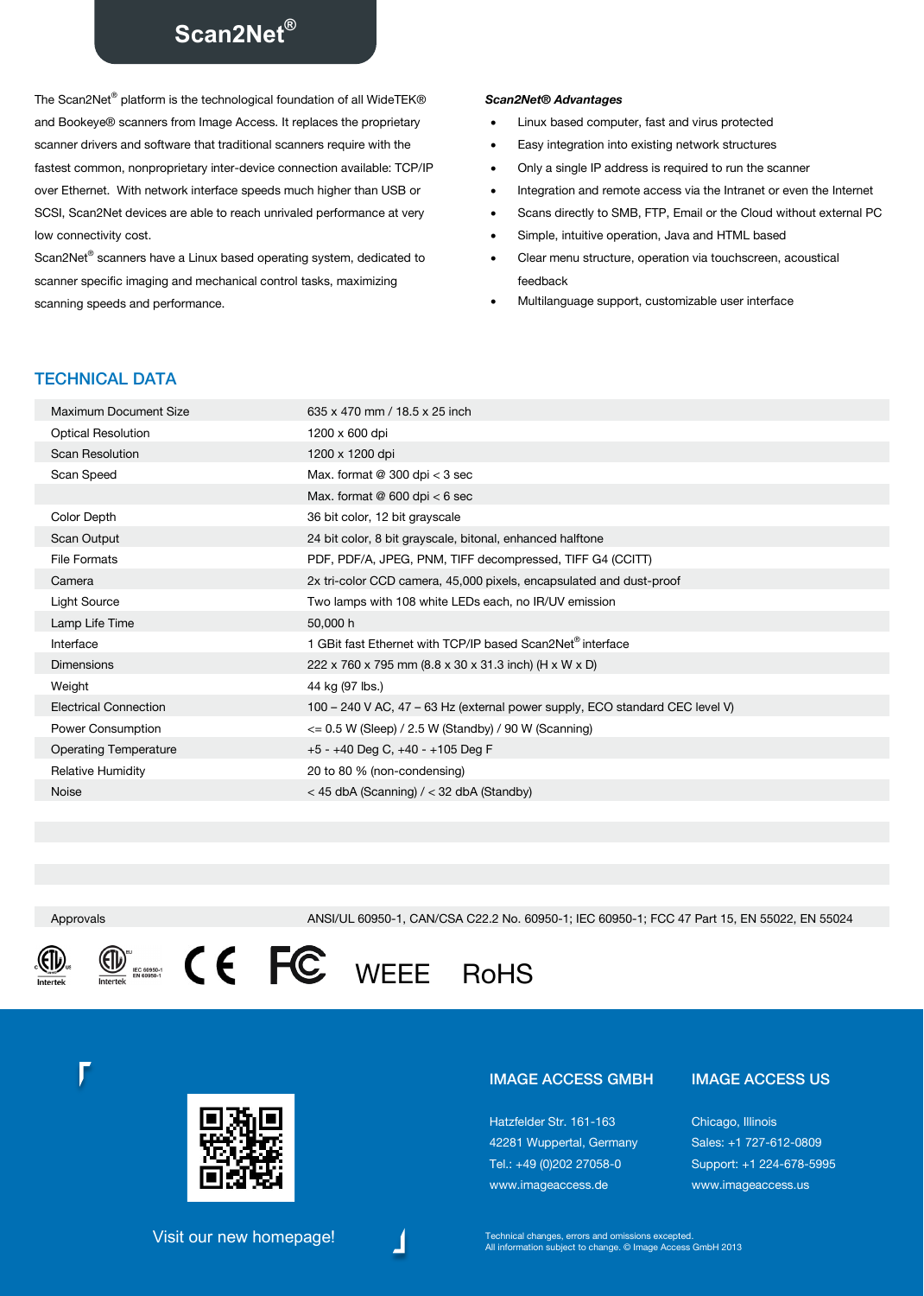## Scan2Net®

The Scan2Net® platform is the technological foundation of all WideTEK® and Bookeye® scanners from Image Access. It replaces the proprietary scanner drivers and software that traditional scanners require with the fastest common, nonproprietary inter-device connection available: TCP/IP over Ethernet. With network interface speeds much higher than USB or SCSI, Scan2Net devices are able to reach unrivaled performance at very low connectivity cost.

Scan2Net® scanners have a Linux based operating system, dedicated to scanner specific imaging and mechanical control tasks, maximizing scanning speeds and performance.

***Scan2Net® Advantages***

- Linux based computer, fast and virus protected
- Easy integration into existing network structures
- Only a single IP address is required to run the scanner
- Integration and remote access via the Intranet or even the Internet
- Scans directly to SMB, FTP, Email or the Cloud without external PC
- Simple, intuitive operation, Java and HTML based
- Clear menu structure, operation via touchscreen, acoustical feedback
- Multilanguage support, customizable user interface

## TECHNICAL DATA

| | |
|---|---|
| Maximum Document Size | 635 x 470 mm / 18.5 x 25 inch |
| Optical Resolution | 1200 x 600 dpi |
| Scan Resolution | 1200 x 1200 dpi |
| Scan Speed | Max. format @ 300 dpi < 3 sec |
| | Max. format @ 600 dpi < 6 sec |
| Color Depth | 36 bit color, 12 bit grayscale |
| Scan Output | 24 bit color, 8 bit grayscale, bitonal, enhanced halftone |
| File Formats | PDF, PDF/A, JPEG, PNM, TIFF decompressed, TIFF G4 (CCITT) |
| Camera | 2x tri-color CCD camera, 45,000 pixels, encapsulated and dust-proof |
| Light Source | Two lamps with 108 white LEDs each, no IR/UV emission |
| Lamp Life Time | 50,000 h |
| Interface | 1 GBit fast Ethernet with TCP/IP based Scan2Net® interface |
| Dimensions | 222 x 760 x 795 mm (8.8 x 30 x 31.3 inch) (H x W x D) |
| Weight | 44 kg (97 lbs.) |
| Electrical Connection | 100 – 240 V AC, 47 – 63 Hz (external power supply, ECO standard CEC level V) |
| Power Consumption | <= 0.5 W (Sleep) / 2.5 W (Standby) / 90 W (Scanning) |
| Operating Temperature | +5 - +40 Deg C, +40 - +105 Deg F |
| Relative Humidity | 20 to 80 % (non-condensing) |
| Noise | < 45 dbA (Scanning) / < 32 dbA (Standby) |
| Approvals | ANSI/UL 60950-1, CAN/CSA C22.2 No. 60950-1; IEC 60950-1; FCC 47 Part 15, EN 55022, EN 55024 |

Intertek Intertek IEC 60950-1 EN 60950-1 CE FC WEEE RoHS

Visit our new homepage!

**IMAGE ACCESS GMBH**

Hatzfelder Str. 161-163
42281 Wuppertal, Germany
Tel.: +49 (0)202 27058-0
www.imageaccess.de

**IMAGE ACCESS US**

Chicago, Illinois
Sales: +1 727-612-0809
Support: +1 224-678-5995
www.imageaccess.us

Technical changes, errors and omissions excepted.
All information subject to change. © Image Access GmbH 2013